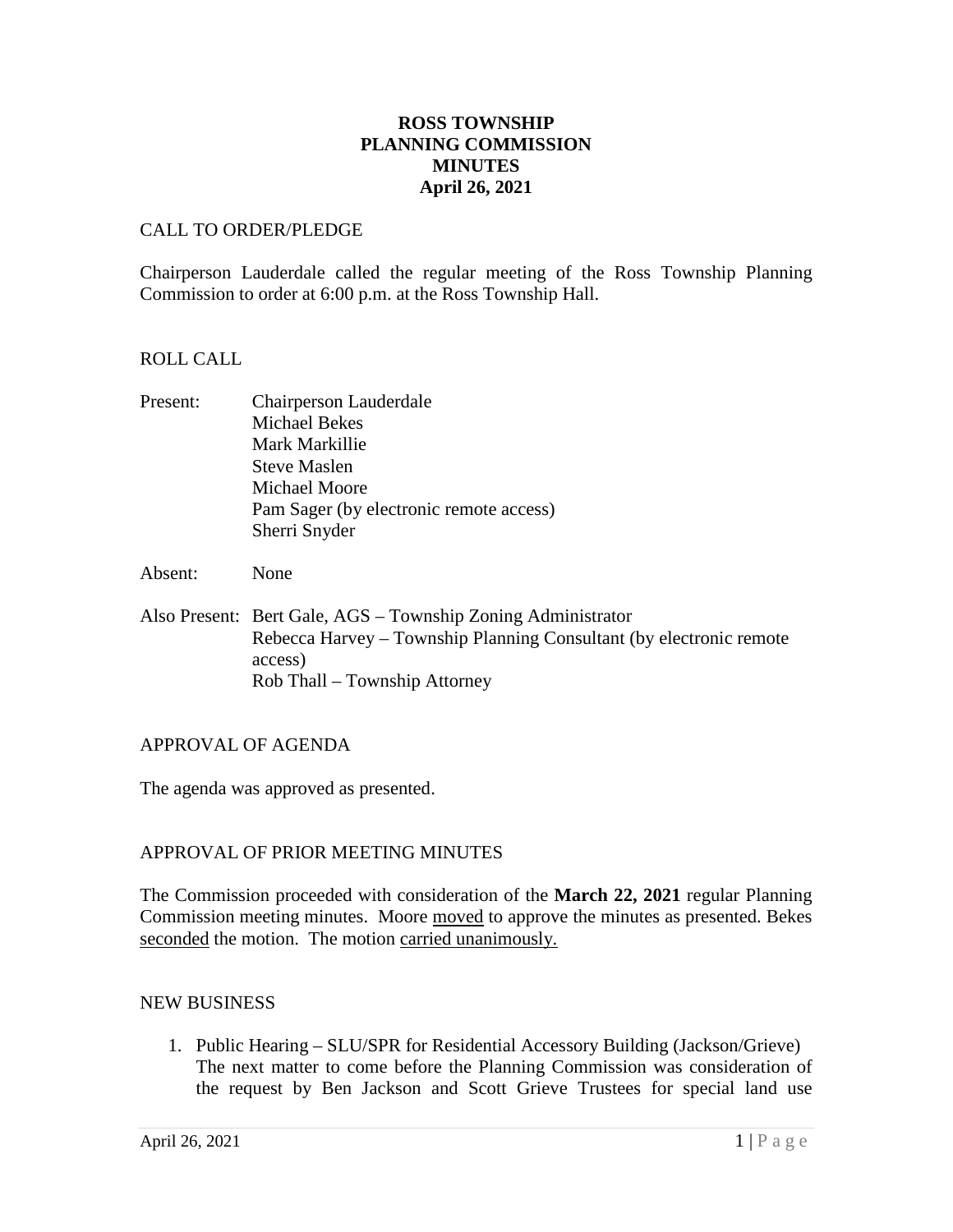# ROSS TOWNSHIP
# PLANNING COMMISSION
# MINUTES
# April 26, 2021

## CALL TO ORDER/PLEDGE

Chairperson Lauderdale called the regular meeting of the Ross Township Planning Commission to order at 6:00 p.m. at the Ross Township Hall.

## ROLL CALL

| | |
|---|---|
| Present: | Chairperson Lauderdale |
| | Michael Bekes |
| | Mark Markillie |
| | Steve Maslen |
| | Michael Moore |
| | Pam Sager (by electronic remote access) |
| | Sherri Snyder |
| Absent: | None |
| Also Present: | Bert Gale, AGS – Township Zoning Administrator |
| | Rebecca Harvey – Township Planning Consultant (by electronic remote access) |
| | Rob Thall – Township Attorney |

## APPROVAL OF AGENDA

The agenda was approved as presented.

## APPROVAL OF PRIOR MEETING MINUTES

The Commission proceeded with consideration of the **March 22, 2021** regular Planning Commission meeting minutes. Moore moved to approve the minutes as presented. Bekes seconded the motion. The motion carried unanimously.

## NEW BUSINESS

1. Public Hearing – SLU/SPR for Residential Accessory Building (Jackson/Grieve)
   The next matter to come before the Planning Commission was consideration of the request by Ben Jackson and Scott Grieve Trustees for special land use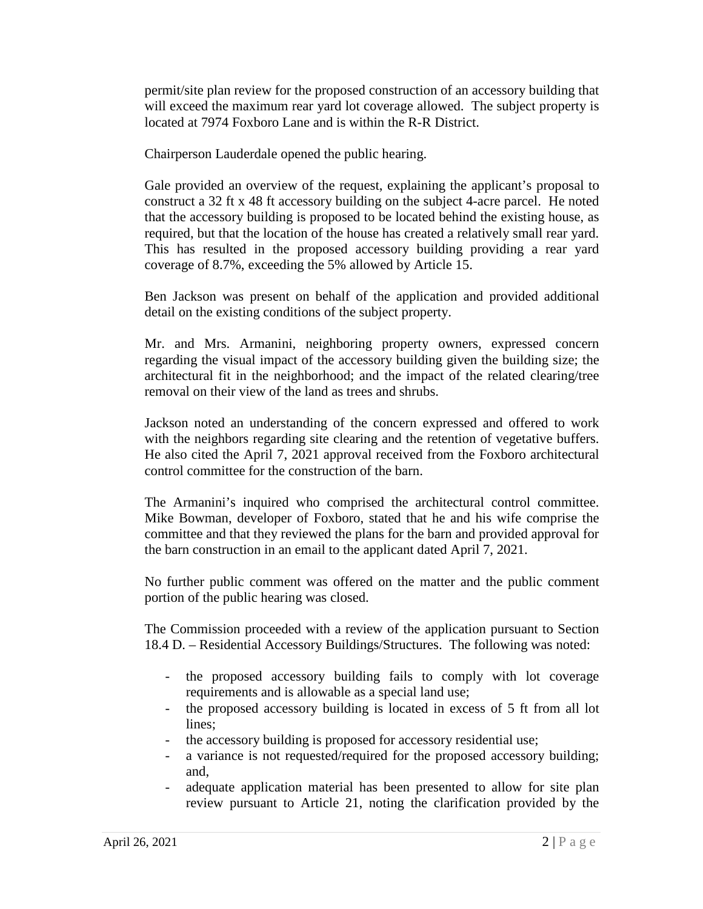permit/site plan review for the proposed construction of an accessory building that will exceed the maximum rear yard lot coverage allowed. The subject property is located at 7974 Foxboro Lane and is within the R-R District.

Chairperson Lauderdale opened the public hearing.

Gale provided an overview of the request, explaining the applicant's proposal to construct a 32 ft x 48 ft accessory building on the subject 4-acre parcel. He noted that the accessory building is proposed to be located behind the existing house, as required, but that the location of the house has created a relatively small rear yard. This has resulted in the proposed accessory building providing a rear yard coverage of 8.7%, exceeding the 5% allowed by Article 15.

Ben Jackson was present on behalf of the application and provided additional detail on the existing conditions of the subject property.

Mr. and Mrs. Armanini, neighboring property owners, expressed concern regarding the visual impact of the accessory building given the building size; the architectural fit in the neighborhood; and the impact of the related clearing/tree removal on their view of the land as trees and shrubs.

Jackson noted an understanding of the concern expressed and offered to work with the neighbors regarding site clearing and the retention of vegetative buffers. He also cited the April 7, 2021 approval received from the Foxboro architectural control committee for the construction of the barn.

The Armanini's inquired who comprised the architectural control committee. Mike Bowman, developer of Foxboro, stated that he and his wife comprise the committee and that they reviewed the plans for the barn and provided approval for the barn construction in an email to the applicant dated April 7, 2021.

No further public comment was offered on the matter and the public comment portion of the public hearing was closed.

The Commission proceeded with a review of the application pursuant to Section 18.4 D. – Residential Accessory Buildings/Structures. The following was noted:

- the proposed accessory building fails to comply with lot coverage requirements and is allowable as a special land use;
- the proposed accessory building is located in excess of 5 ft from all lot lines;
- the accessory building is proposed for accessory residential use;
- a variance is not requested/required for the proposed accessory building; and,
- adequate application material has been presented to allow for site plan review pursuant to Article 21, noting the clarification provided by the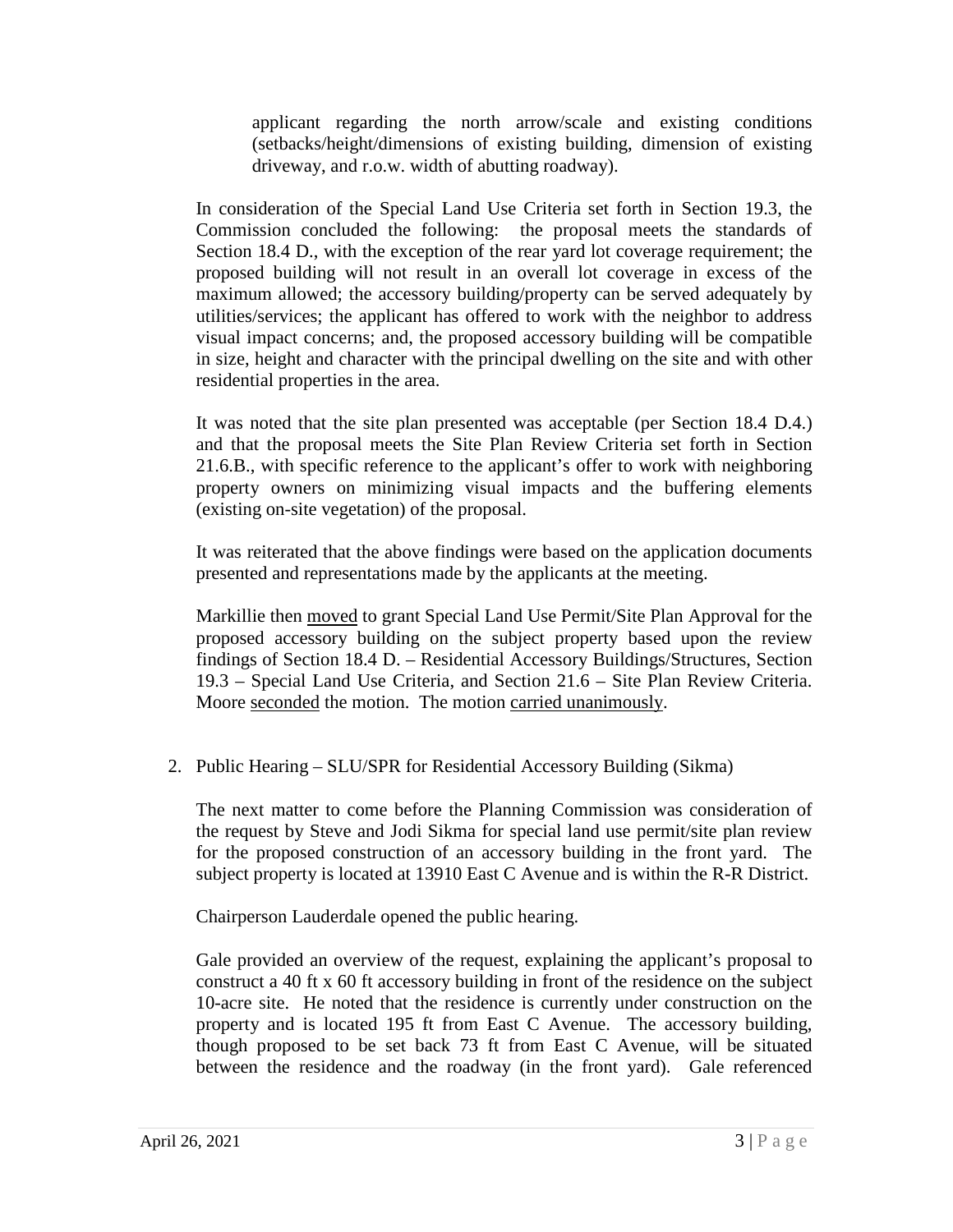applicant regarding the north arrow/scale and existing conditions (setbacks/height/dimensions of existing building, dimension of existing driveway, and r.o.w. width of abutting roadway).

In consideration of the Special Land Use Criteria set forth in Section 19.3, the Commission concluded the following: the proposal meets the standards of Section 18.4 D., with the exception of the rear yard lot coverage requirement; the proposed building will not result in an overall lot coverage in excess of the maximum allowed; the accessory building/property can be served adequately by utilities/services; the applicant has offered to work with the neighbor to address visual impact concerns; and, the proposed accessory building will be compatible in size, height and character with the principal dwelling on the site and with other residential properties in the area.

It was noted that the site plan presented was acceptable (per Section 18.4 D.4.) and that the proposal meets the Site Plan Review Criteria set forth in Section 21.6.B., with specific reference to the applicant's offer to work with neighboring property owners on minimizing visual impacts and the buffering elements (existing on-site vegetation) of the proposal.

It was reiterated that the above findings were based on the application documents presented and representations made by the applicants at the meeting.

Markillie then moved to grant Special Land Use Permit/Site Plan Approval for the proposed accessory building on the subject property based upon the review findings of Section 18.4 D. – Residential Accessory Buildings/Structures, Section 19.3 – Special Land Use Criteria, and Section 21.6 – Site Plan Review Criteria. Moore seconded the motion. The motion carried unanimously.

2. Public Hearing – SLU/SPR for Residential Accessory Building (Sikma)

The next matter to come before the Planning Commission was consideration of the request by Steve and Jodi Sikma for special land use permit/site plan review for the proposed construction of an accessory building in the front yard. The subject property is located at 13910 East C Avenue and is within the R-R District.

Chairperson Lauderdale opened the public hearing.

Gale provided an overview of the request, explaining the applicant's proposal to construct a 40 ft x 60 ft accessory building in front of the residence on the subject 10-acre site. He noted that the residence is currently under construction on the property and is located 195 ft from East C Avenue. The accessory building, though proposed to be set back 73 ft from East C Avenue, will be situated between the residence and the roadway (in the front yard). Gale referenced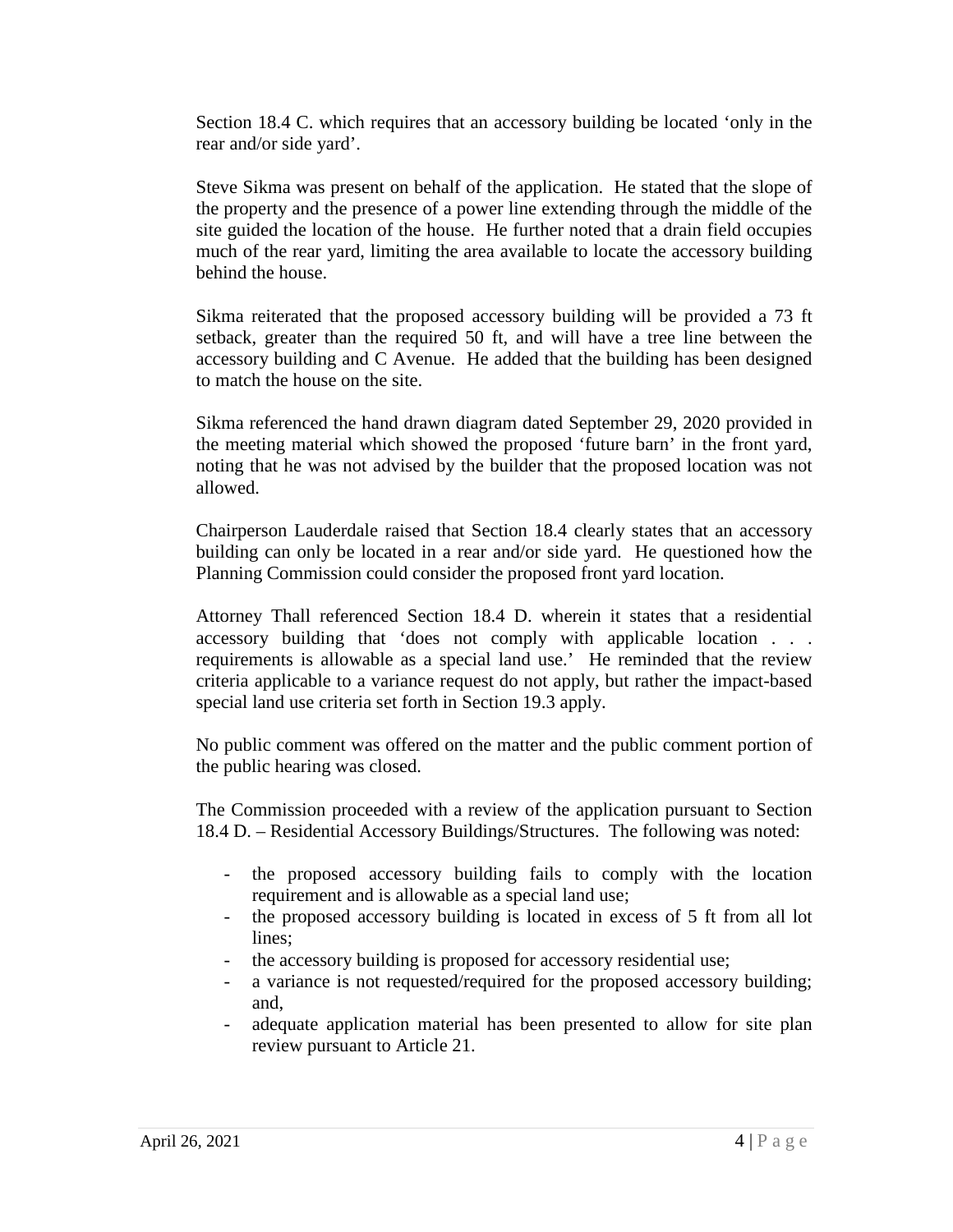Section 18.4 C. which requires that an accessory building be located 'only in the rear and/or side yard'.

Steve Sikma was present on behalf of the application. He stated that the slope of the property and the presence of a power line extending through the middle of the site guided the location of the house. He further noted that a drain field occupies much of the rear yard, limiting the area available to locate the accessory building behind the house.

Sikma reiterated that the proposed accessory building will be provided a 73 ft setback, greater than the required 50 ft, and will have a tree line between the accessory building and C Avenue. He added that the building has been designed to match the house on the site.

Sikma referenced the hand drawn diagram dated September 29, 2020 provided in the meeting material which showed the proposed 'future barn' in the front yard, noting that he was not advised by the builder that the proposed location was not allowed.

Chairperson Lauderdale raised that Section 18.4 clearly states that an accessory building can only be located in a rear and/or side yard. He questioned how the Planning Commission could consider the proposed front yard location.

Attorney Thall referenced Section 18.4 D. wherein it states that a residential accessory building that 'does not comply with applicable location . . . requirements is allowable as a special land use.' He reminded that the review criteria applicable to a variance request do not apply, but rather the impact-based special land use criteria set forth in Section 19.3 apply.

No public comment was offered on the matter and the public comment portion of the public hearing was closed.

The Commission proceeded with a review of the application pursuant to Section 18.4 D. – Residential Accessory Buildings/Structures. The following was noted:

- the proposed accessory building fails to comply with the location requirement and is allowable as a special land use;
- the proposed accessory building is located in excess of 5 ft from all lot lines;
- the accessory building is proposed for accessory residential use;
- a variance is not requested/required for the proposed accessory building; and,
- adequate application material has been presented to allow for site plan review pursuant to Article 21.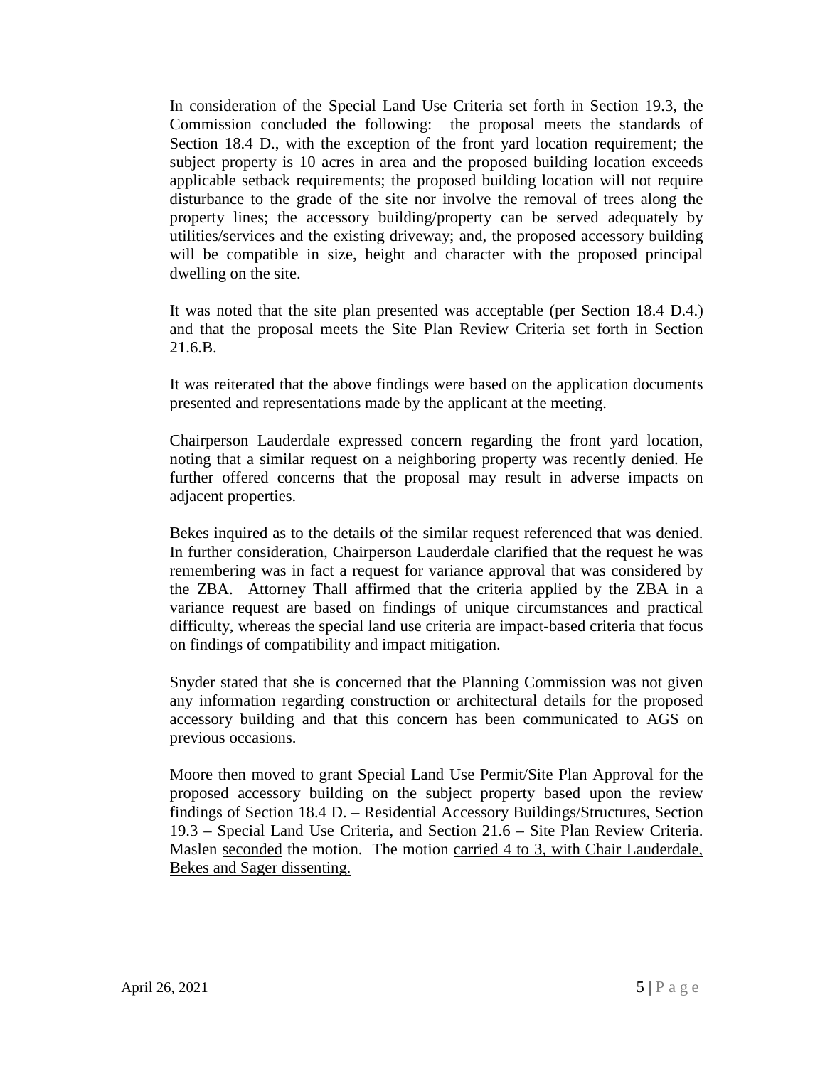In consideration of the Special Land Use Criteria set forth in Section 19.3, the Commission concluded the following: the proposal meets the standards of Section 18.4 D., with the exception of the front yard location requirement; the subject property is 10 acres in area and the proposed building location exceeds applicable setback requirements; the proposed building location will not require disturbance to the grade of the site nor involve the removal of trees along the property lines; the accessory building/property can be served adequately by utilities/services and the existing driveway; and, the proposed accessory building will be compatible in size, height and character with the proposed principal dwelling on the site.

It was noted that the site plan presented was acceptable (per Section 18.4 D.4.) and that the proposal meets the Site Plan Review Criteria set forth in Section 21.6.B.

It was reiterated that the above findings were based on the application documents presented and representations made by the applicant at the meeting.

Chairperson Lauderdale expressed concern regarding the front yard location, noting that a similar request on a neighboring property was recently denied. He further offered concerns that the proposal may result in adverse impacts on adjacent properties.

Bekes inquired as to the details of the similar request referenced that was denied. In further consideration, Chairperson Lauderdale clarified that the request he was remembering was in fact a request for variance approval that was considered by the ZBA. Attorney Thall affirmed that the criteria applied by the ZBA in a variance request are based on findings of unique circumstances and practical difficulty, whereas the special land use criteria are impact-based criteria that focus on findings of compatibility and impact mitigation.

Snyder stated that she is concerned that the Planning Commission was not given any information regarding construction or architectural details for the proposed accessory building and that this concern has been communicated to AGS on previous occasions.

Moore then moved to grant Special Land Use Permit/Site Plan Approval for the proposed accessory building on the subject property based upon the review findings of Section 18.4 D. – Residential Accessory Buildings/Structures, Section 19.3 – Special Land Use Criteria, and Section 21.6 – Site Plan Review Criteria. Maslen seconded the motion. The motion carried 4 to 3, with Chair Lauderdale, Bekes and Sager dissenting.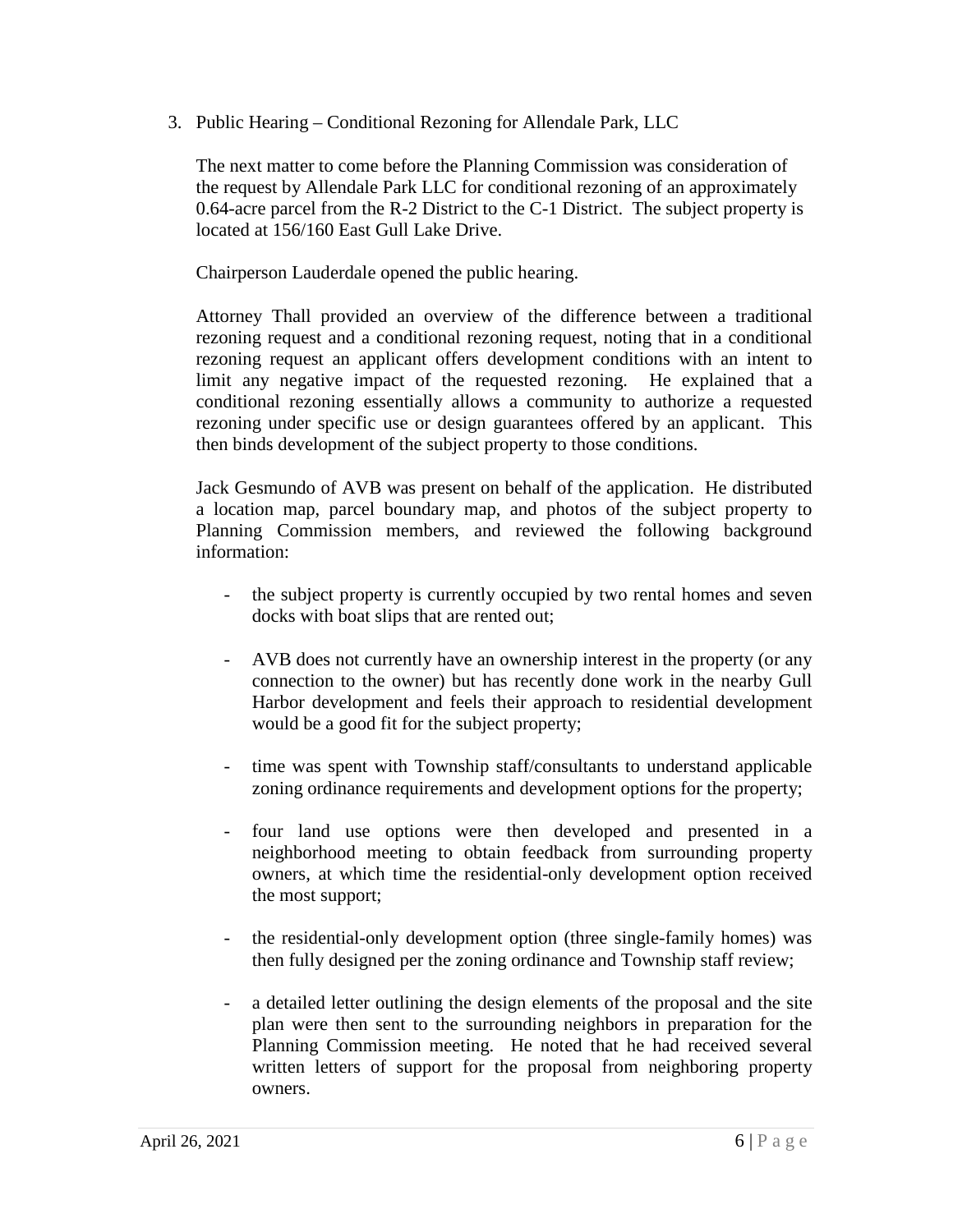3. Public Hearing – Conditional Rezoning for Allendale Park, LLC

   The next matter to come before the Planning Commission was consideration of the request by Allendale Park LLC for conditional rezoning of an approximately 0.64-acre parcel from the R-2 District to the C-1 District. The subject property is located at 156/160 East Gull Lake Drive.

   Chairperson Lauderdale opened the public hearing.

   Attorney Thall provided an overview of the difference between a traditional rezoning request and a conditional rezoning request, noting that in a conditional rezoning request an applicant offers development conditions with an intent to limit any negative impact of the requested rezoning. He explained that a conditional rezoning essentially allows a community to authorize a requested rezoning under specific use or design guarantees offered by an applicant. This then binds development of the subject property to those conditions.

   Jack Gesmundo of AVB was present on behalf of the application. He distributed a location map, parcel boundary map, and photos of the subject property to Planning Commission members, and reviewed the following background information:

   - the subject property is currently occupied by two rental homes and seven docks with boat slips that are rented out;

   - AVB does not currently have an ownership interest in the property (or any connection to the owner) but has recently done work in the nearby Gull Harbor development and feels their approach to residential development would be a good fit for the subject property;

   - time was spent with Township staff/consultants to understand applicable zoning ordinance requirements and development options for the property;

   - four land use options were then developed and presented in a neighborhood meeting to obtain feedback from surrounding property owners, at which time the residential-only development option received the most support;

   - the residential-only development option (three single-family homes) was then fully designed per the zoning ordinance and Township staff review;

   - a detailed letter outlining the design elements of the proposal and the site plan were then sent to the surrounding neighbors in preparation for the Planning Commission meeting. He noted that he had received several written letters of support for the proposal from neighboring property owners.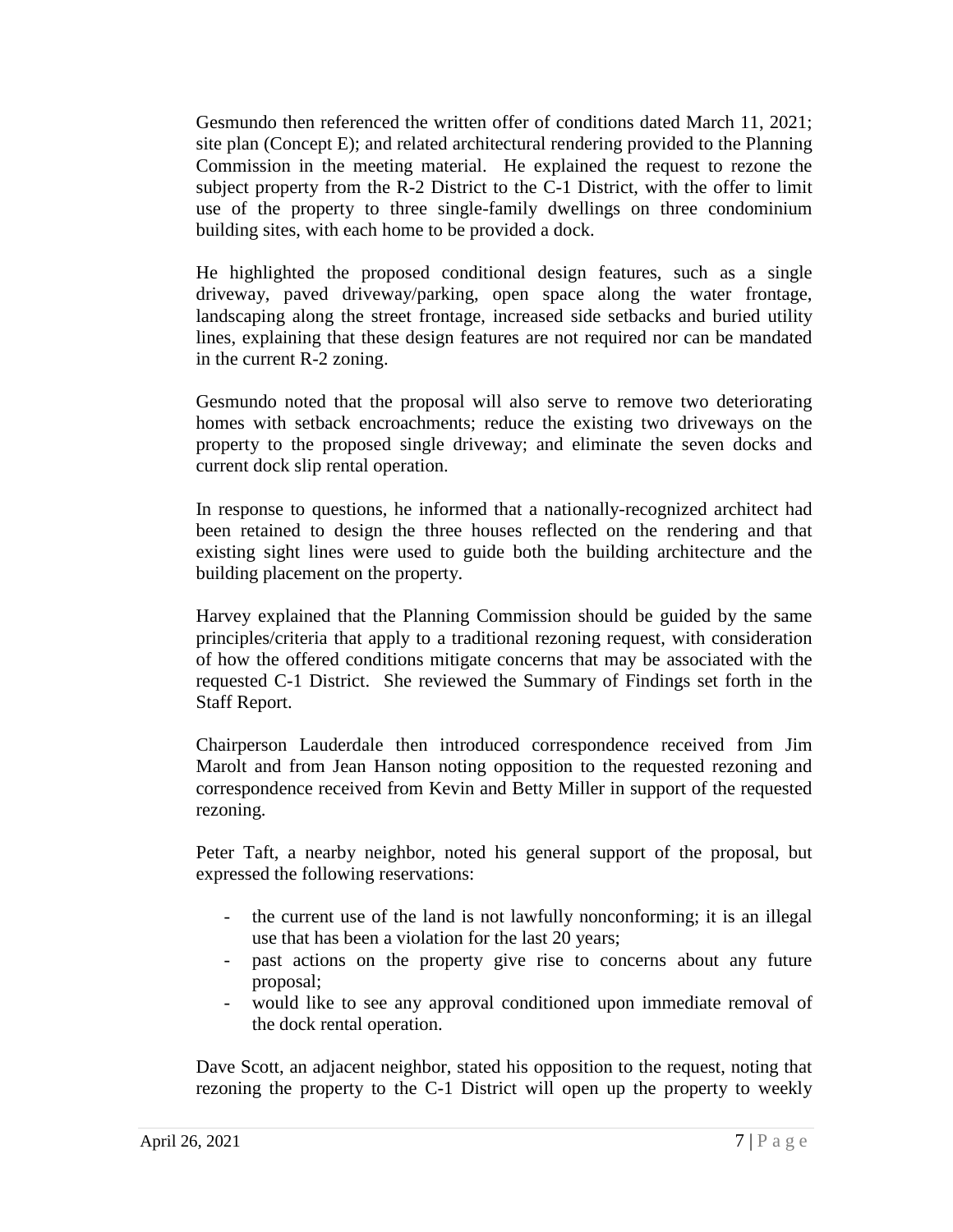Gesmundo then referenced the written offer of conditions dated March 11, 2021; site plan (Concept E); and related architectural rendering provided to the Planning Commission in the meeting material. He explained the request to rezone the subject property from the R-2 District to the C-1 District, with the offer to limit use of the property to three single-family dwellings on three condominium building sites, with each home to be provided a dock.

He highlighted the proposed conditional design features, such as a single driveway, paved driveway/parking, open space along the water frontage, landscaping along the street frontage, increased side setbacks and buried utility lines, explaining that these design features are not required nor can be mandated in the current R-2 zoning.

Gesmundo noted that the proposal will also serve to remove two deteriorating homes with setback encroachments; reduce the existing two driveways on the property to the proposed single driveway; and eliminate the seven docks and current dock slip rental operation.

In response to questions, he informed that a nationally-recognized architect had been retained to design the three houses reflected on the rendering and that existing sight lines were used to guide both the building architecture and the building placement on the property.

Harvey explained that the Planning Commission should be guided by the same principles/criteria that apply to a traditional rezoning request, with consideration of how the offered conditions mitigate concerns that may be associated with the requested C-1 District. She reviewed the Summary of Findings set forth in the Staff Report.

Chairperson Lauderdale then introduced correspondence received from Jim Marolt and from Jean Hanson noting opposition to the requested rezoning and correspondence received from Kevin and Betty Miller in support of the requested rezoning.

Peter Taft, a nearby neighbor, noted his general support of the proposal, but expressed the following reservations:

- the current use of the land is not lawfully nonconforming; it is an illegal use that has been a violation for the last 20 years;
- past actions on the property give rise to concerns about any future proposal;
- would like to see any approval conditioned upon immediate removal of the dock rental operation.

Dave Scott, an adjacent neighbor, stated his opposition to the request, noting that rezoning the property to the C-1 District will open up the property to weekly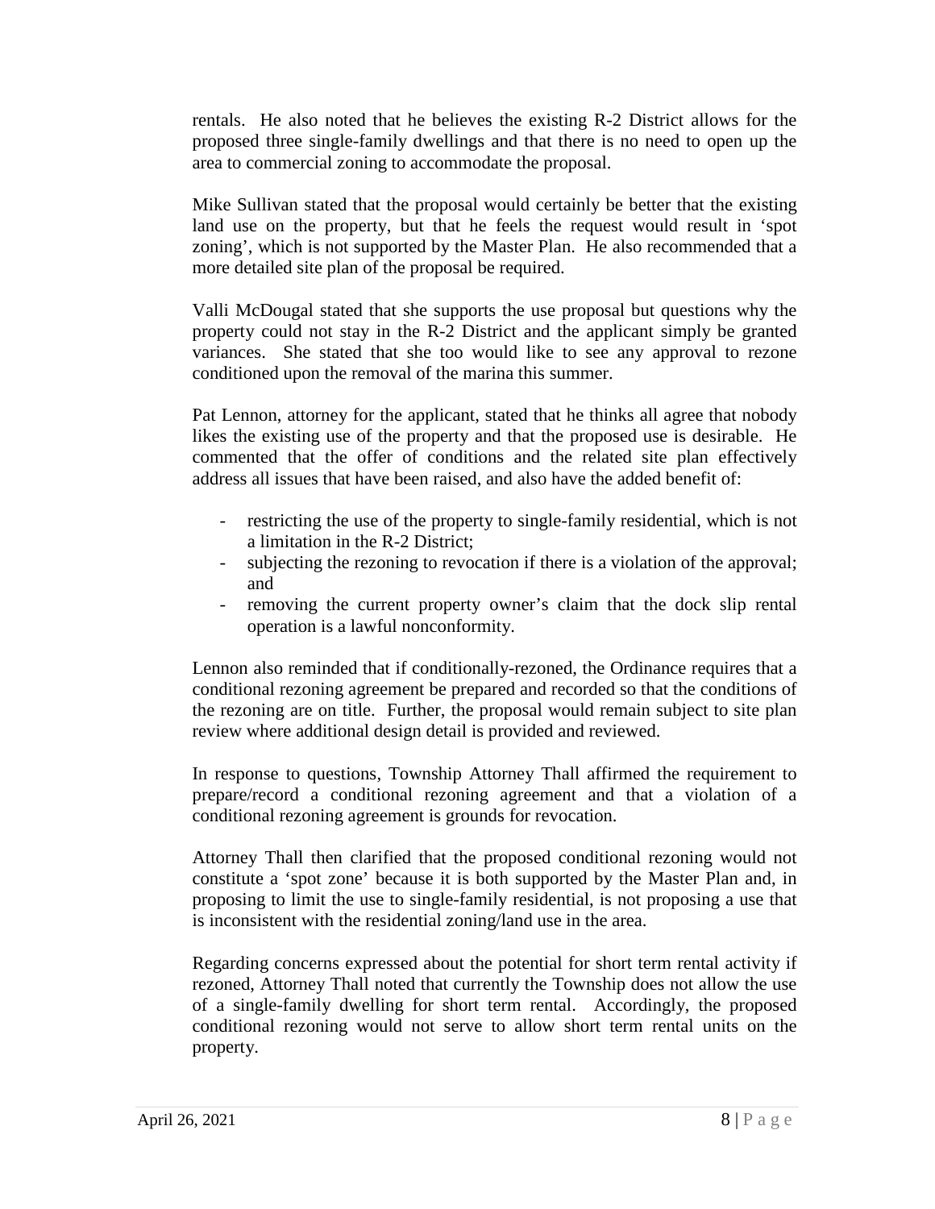rentals. He also noted that he believes the existing R-2 District allows for the proposed three single-family dwellings and that there is no need to open up the area to commercial zoning to accommodate the proposal.

Mike Sullivan stated that the proposal would certainly be better that the existing land use on the property, but that he feels the request would result in 'spot zoning', which is not supported by the Master Plan. He also recommended that a more detailed site plan of the proposal be required.

Valli McDougal stated that she supports the use proposal but questions why the property could not stay in the R-2 District and the applicant simply be granted variances. She stated that she too would like to see any approval to rezone conditioned upon the removal of the marina this summer.

Pat Lennon, attorney for the applicant, stated that he thinks all agree that nobody likes the existing use of the property and that the proposed use is desirable. He commented that the offer of conditions and the related site plan effectively address all issues that have been raised, and also have the added benefit of:

- restricting the use of the property to single-family residential, which is not a limitation in the R-2 District;
- subjecting the rezoning to revocation if there is a violation of the approval; and
- removing the current property owner's claim that the dock slip rental operation is a lawful nonconformity.

Lennon also reminded that if conditionally-rezoned, the Ordinance requires that a conditional rezoning agreement be prepared and recorded so that the conditions of the rezoning are on title. Further, the proposal would remain subject to site plan review where additional design detail is provided and reviewed.

In response to questions, Township Attorney Thall affirmed the requirement to prepare/record a conditional rezoning agreement and that a violation of a conditional rezoning agreement is grounds for revocation.

Attorney Thall then clarified that the proposed conditional rezoning would not constitute a 'spot zone' because it is both supported by the Master Plan and, in proposing to limit the use to single-family residential, is not proposing a use that is inconsistent with the residential zoning/land use in the area.

Regarding concerns expressed about the potential for short term rental activity if rezoned, Attorney Thall noted that currently the Township does not allow the use of a single-family dwelling for short term rental. Accordingly, the proposed conditional rezoning would not serve to allow short term rental units on the property.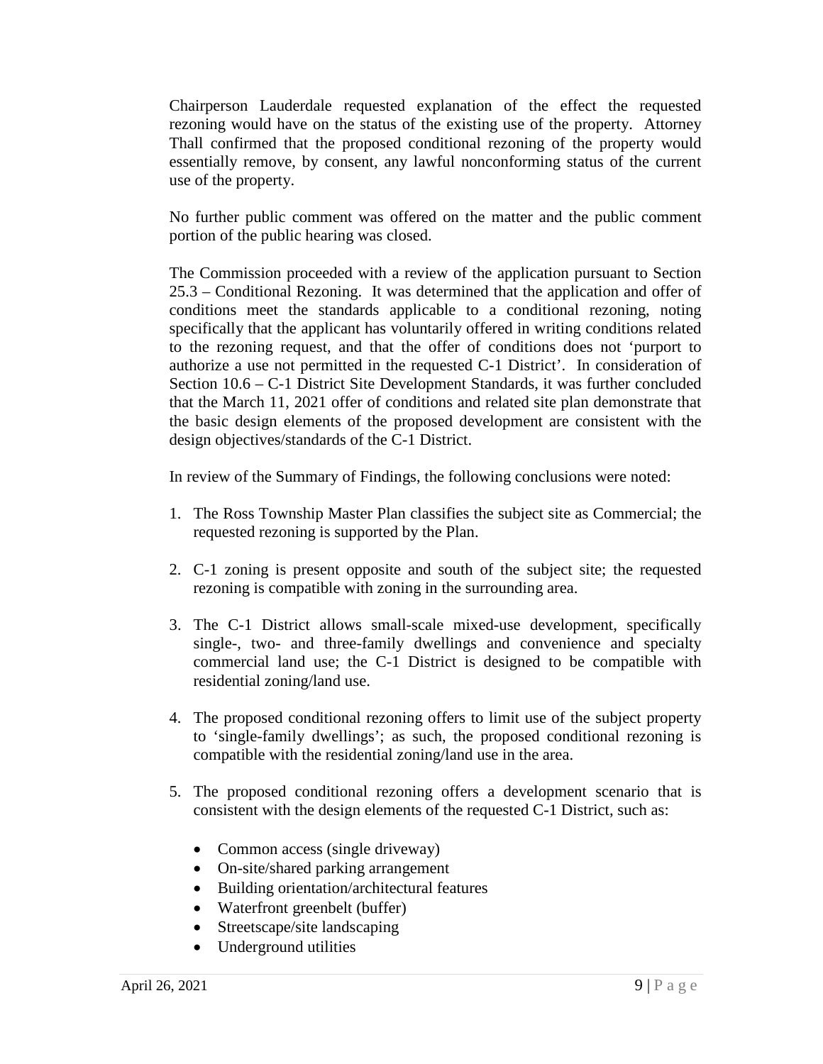Chairperson Lauderdale requested explanation of the effect the requested rezoning would have on the status of the existing use of the property. Attorney Thall confirmed that the proposed conditional rezoning of the property would essentially remove, by consent, any lawful nonconforming status of the current use of the property.

No further public comment was offered on the matter and the public comment portion of the public hearing was closed.

The Commission proceeded with a review of the application pursuant to Section 25.3 – Conditional Rezoning. It was determined that the application and offer of conditions meet the standards applicable to a conditional rezoning, noting specifically that the applicant has voluntarily offered in writing conditions related to the rezoning request, and that the offer of conditions does not 'purport to authorize a use not permitted in the requested C-1 District'. In consideration of Section 10.6 – C-1 District Site Development Standards, it was further concluded that the March 11, 2021 offer of conditions and related site plan demonstrate that the basic design elements of the proposed development are consistent with the design objectives/standards of the C-1 District.

In review of the Summary of Findings, the following conclusions were noted:

1. The Ross Township Master Plan classifies the subject site as Commercial; the requested rezoning is supported by the Plan.

2. C-1 zoning is present opposite and south of the subject site; the requested rezoning is compatible with zoning in the surrounding area.

3. The C-1 District allows small-scale mixed-use development, specifically single-, two- and three-family dwellings and convenience and specialty commercial land use; the C-1 District is designed to be compatible with residential zoning/land use.

4. The proposed conditional rezoning offers to limit use of the subject property to 'single-family dwellings'; as such, the proposed conditional rezoning is compatible with the residential zoning/land use in the area.

5. The proposed conditional rezoning offers a development scenario that is consistent with the design elements of the requested C-1 District, such as:

   - Common access (single driveway)
   - On-site/shared parking arrangement
   - Building orientation/architectural features
   - Waterfront greenbelt (buffer)
   - Streetscape/site landscaping
   - Underground utilities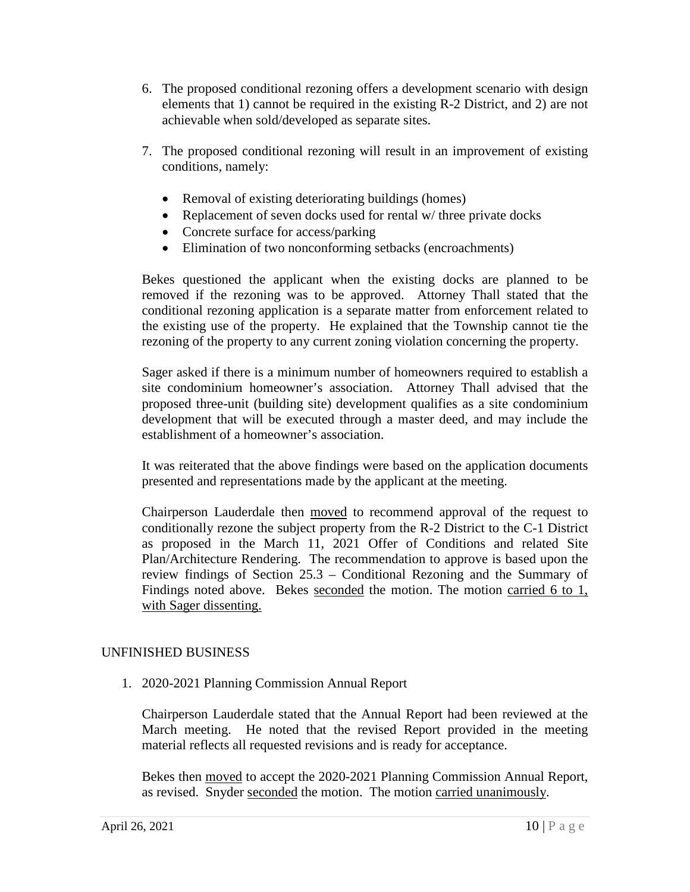6. The proposed conditional rezoning offers a development scenario with design elements that 1) cannot be required in the existing R-2 District, and 2) are not achievable when sold/developed as separate sites.

7. The proposed conditional rezoning will result in an improvement of existing conditions, namely:

   - Removal of existing deteriorating buildings (homes)
   - Replacement of seven docks used for rental w/ three private docks
   - Concrete surface for access/parking
   - Elimination of two nonconforming setbacks (encroachments)

Bekes questioned the applicant when the existing docks are planned to be removed if the rezoning was to be approved. Attorney Thall stated that the conditional rezoning application is a separate matter from enforcement related to the existing use of the property. He explained that the Township cannot tie the rezoning of the property to any current zoning violation concerning the property.

Sager asked if there is a minimum number of homeowners required to establish a site condominium homeowner's association. Attorney Thall advised that the proposed three-unit (building site) development qualifies as a site condominium development that will be executed through a master deed, and may include the establishment of a homeowner's association.

It was reiterated that the above findings were based on the application documents presented and representations made by the applicant at the meeting.

Chairperson Lauderdale then moved to recommend approval of the request to conditionally rezone the subject property from the R-2 District to the C-1 District as proposed in the March 11, 2021 Offer of Conditions and related Site Plan/Architecture Rendering. The recommendation to approve is based upon the review findings of Section 25.3 – Conditional Rezoning and the Summary of Findings noted above. Bekes seconded the motion. The motion carried 6 to 1, with Sager dissenting.

## UNFINISHED BUSINESS

1. 2020-2021 Planning Commission Annual Report

   Chairperson Lauderdale stated that the Annual Report had been reviewed at the March meeting. He noted that the revised Report provided in the meeting material reflects all requested revisions and is ready for acceptance.

   Bekes then moved to accept the 2020-2021 Planning Commission Annual Report, as revised. Snyder seconded the motion. The motion carried unanimously.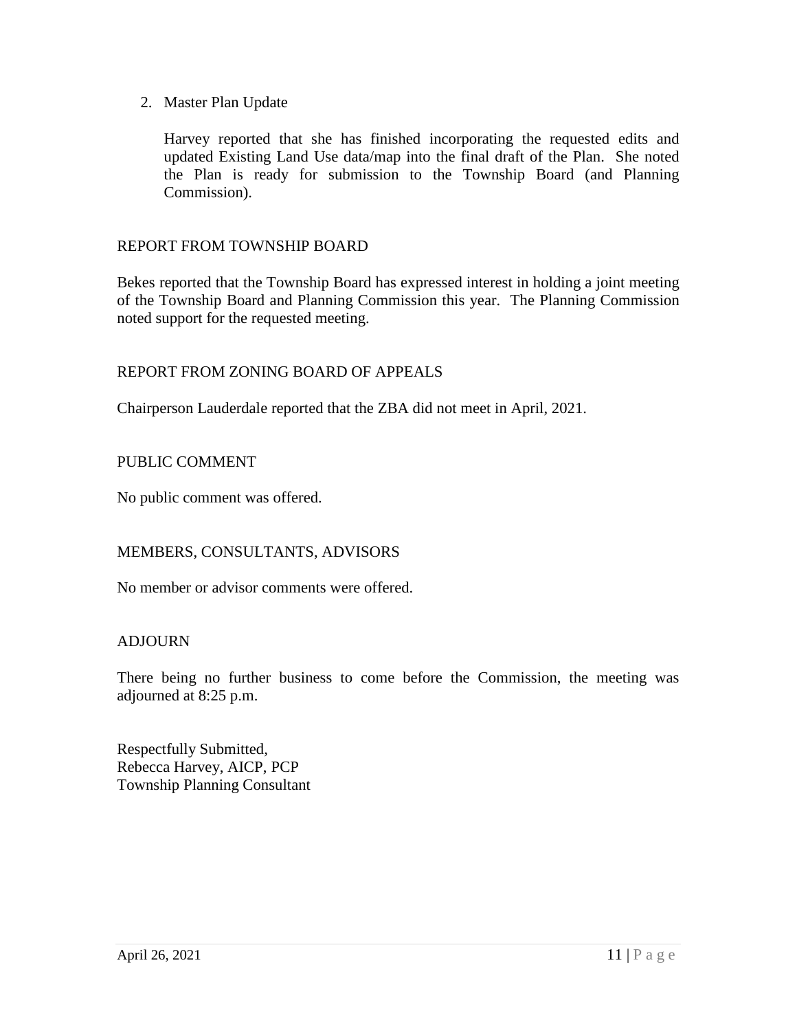2. Master Plan Update

   Harvey reported that she has finished incorporating the requested edits and updated Existing Land Use data/map into the final draft of the Plan. She noted the Plan is ready for submission to the Township Board (and Planning Commission).

## REPORT FROM TOWNSHIP BOARD

Bekes reported that the Township Board has expressed interest in holding a joint meeting of the Township Board and Planning Commission this year. The Planning Commission noted support for the requested meeting.

## REPORT FROM ZONING BOARD OF APPEALS

Chairperson Lauderdale reported that the ZBA did not meet in April, 2021.

## PUBLIC COMMENT

No public comment was offered.

## MEMBERS, CONSULTANTS, ADVISORS

No member or advisor comments were offered.

## ADJOURN

There being no further business to come before the Commission, the meeting was adjourned at 8:25 p.m.

Respectfully Submitted,
Rebecca Harvey, AICP, PCP
Township Planning Consultant